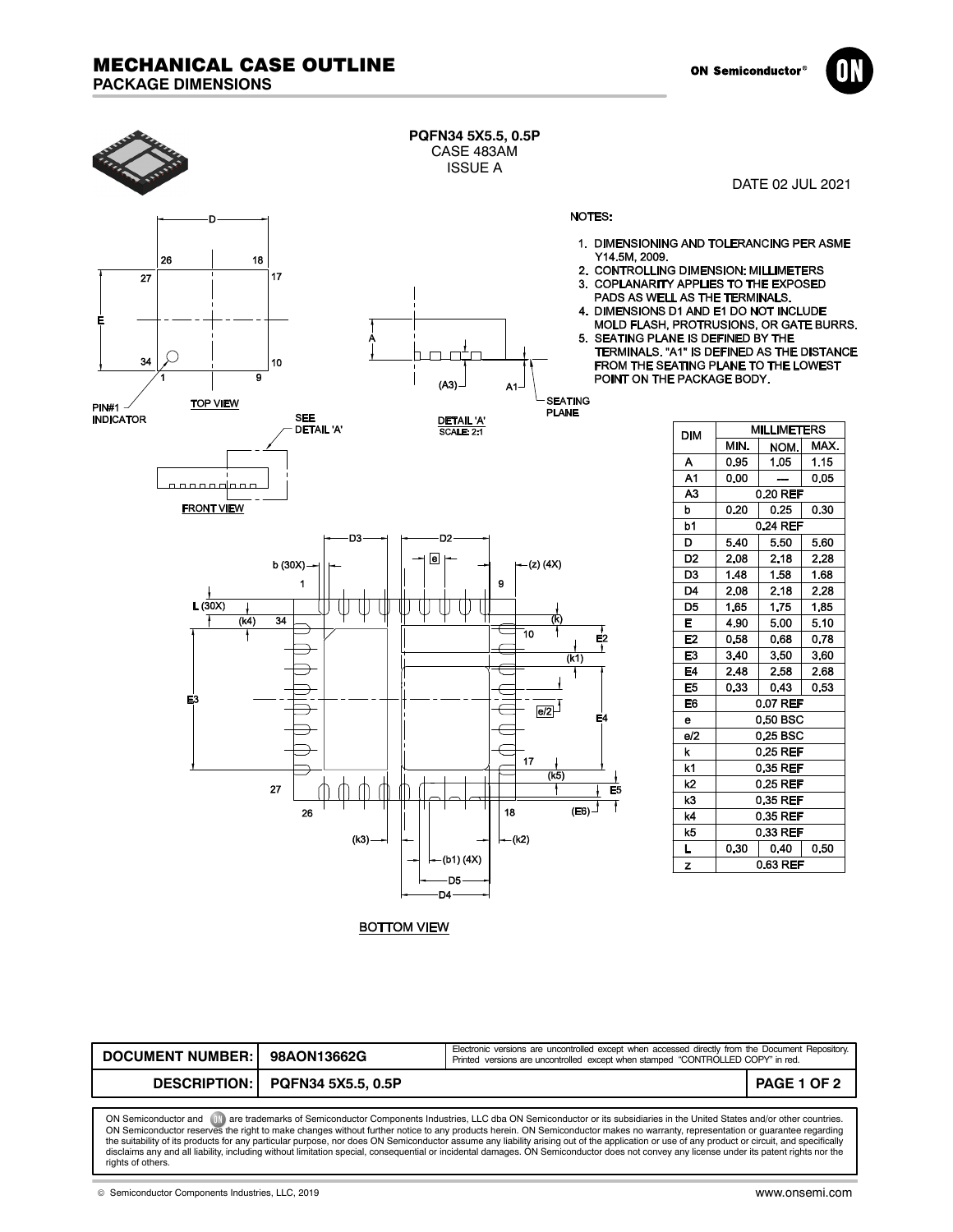# MECHANICAL CASE OUTLINE

## PACKAGE DIMENSIONS

**PQFN34 5X5.5, 0.5P**
CASE 483AM
ISSUE A

DATE 02 JUL 2021

NOTES:

1. DIMENSIONING AND TOLERANCING PER ASME Y14.5M, 2009.
2. CONTROLLING DIMENSION: MILLIMETERS
3. COPLANARITY APPLIES TO THE EXPOSED PADS AS WELL AS THE TERMINALS.
4. DIMENSIONS D1 AND E1 DO NOT INCLUDE MOLD FLASH, PROTRUSIONS, OR GATE BURRS.
5. SEATING PLANE IS DEFINED BY THE TERMINALS. "A1" IS DEFINED AS THE DISTANCE FROM THE SEATING PLANE TO THE LOWEST POINT ON THE PACKAGE BODY.

| DIM | MILLIMETERS | | |
|---|---|---|---|
| | MIN. | NOM. | MAX. |
| A | 0.95 | 1.05 | 1.15 |
| A1 | 0.00 | — | 0.05 |
| A3 | 0.20 REF | | |
| b | 0.20 | 0.25 | 0.30 |
| b1 | 0.24 REF | | |
| D | 5.40 | 5.50 | 5.60 |
| D2 | 2.08 | 2.18 | 2.28 |
| D3 | 1.48 | 1.58 | 1.68 |
| D4 | 2.08 | 2.18 | 2.28 |
| D5 | 1.65 | 1.75 | 1.85 |
| E | 4.90 | 5.00 | 5.10 |
| E2 | 0.58 | 0.68 | 0.78 |
| E3 | 3.40 | 3.50 | 3.60 |
| E4 | 2.48 | 2.58 | 2.68 |
| E5 | 0.33 | 0.43 | 0.53 |
| E6 | 0.07 REF | | |
| e | 0.50 BSC | | |
| e/2 | 0.25 BSC | | |
| k | 0.25 REF | | |
| k1 | 0.35 REF | | |
| k2 | 0.25 REF | | |
| k3 | 0.35 REF | | |
| k4 | 0.35 REF | | |
| k5 | 0.33 REF | | |
| L | 0.30 | 0.40 | 0.50 |
| z | 0.63 REF | | |

TOP VIEW — PIN#1 INDICATOR

FRONT VIEW — SEE DETAIL 'A'

DETAIL 'A' SCALE: 2:1 — SEATING PLANE

BOTTOM VIEW

| DOCUMENT NUMBER: | 98AON13662G | Electronic versions are uncontrolled except when accessed directly from the Document Repository. Printed versions are uncontrolled except when stamped "CONTROLLED COPY" in red. |
|---|---|---|
| DESCRIPTION: | PQFN34 5X5.5, 0.5P | PAGE 1 OF 2 |

ON Semiconductor and ON are trademarks of Semiconductor Components Industries, LLC dba ON Semiconductor or its subsidiaries in the United States and/or other countries. ON Semiconductor reserves the right to make changes without further notice to any products herein. ON Semiconductor makes no warranty, representation or guarantee regarding the suitability of its products for any particular purpose, nor does ON Semiconductor assume any liability arising out of the application or use of any product or circuit, and specifically disclaims any and all liability, including without limitation special, consequential or incidental damages. ON Semiconductor does not convey any license under its patent rights nor the rights of others.

© Semiconductor Components Industries, LLC, 2019 www.onsemi.com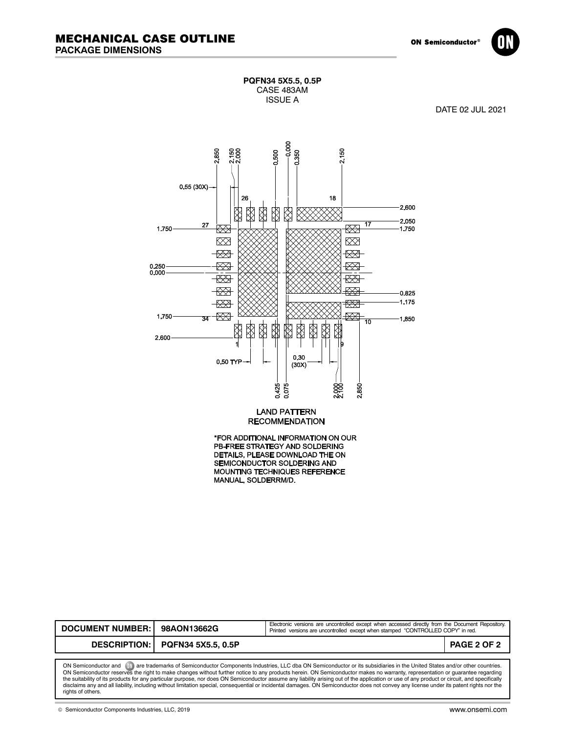# MECHANICAL CASE OUTLINE

## PACKAGE DIMENSIONS

**PQFN34 5X5.5, 0.5P**
CASE 483AM
ISSUE A

DATE 02 JUL 2021

2.850
2.150
2.000
0.500
0.000
0.350
2.150
0.55 (30X)
26
18
2.600
2.050
27
17
1.750
1.750
0.250
0.000
0.825
1.175
1.750
34
1.850
10
2.600
1
9
0.50 TYP
0.30
(30X)
0.425
0.075
2.000
2.100
2.850

LAND PATTERN
RECOMMENDATION

*FOR ADDITIONAL INFORMATION ON OUR PB-FREE STRATEGY AND SOLDERING DETAILS, PLEASE DOWNLOAD THE ON SEMICONDUCTOR SOLDERING AND MOUNTING TECHNIQUES REFERENCE MANUAL, SOLDERRM/D.

| | | |
|---|---|---|
| **DOCUMENT NUMBER:** | **98AON13662G** | Electronic versions are uncontrolled except when accessed directly from the Document Repository. Printed versions are uncontrolled except when stamped "CONTROLLED COPY" in red. |
| **DESCRIPTION:** | **PQFN34 5X5.5, 0.5P** | **PAGE 2 OF 2** |

ON Semiconductor and ON are trademarks of Semiconductor Components Industries, LLC dba ON Semiconductor or its subsidiaries in the United States and/or other countries. ON Semiconductor reserves the right to make changes without further notice to any products herein. ON Semiconductor makes no warranty, representation or guarantee regarding the suitability of its products for any particular purpose, nor does ON Semiconductor assume any liability arising out of the application or use of any product or circuit, and specifically disclaims any and all liability, including without limitation special, consequential or incidental damages. ON Semiconductor does not convey any license under its patent rights nor the rights of others.